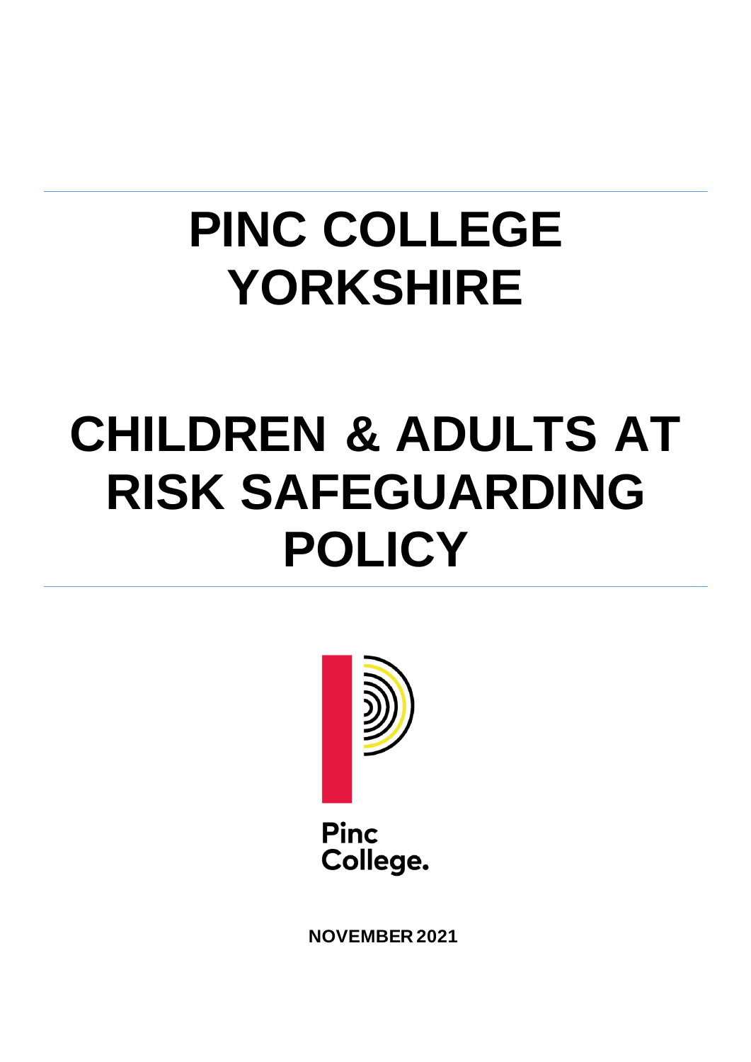# PINC COLLEGE YORKSHIRE

# CHILDREN & ADULTS AT RISK SAFEGUARDING POLICY

Pinc
College.

**NOVEMBER 2021**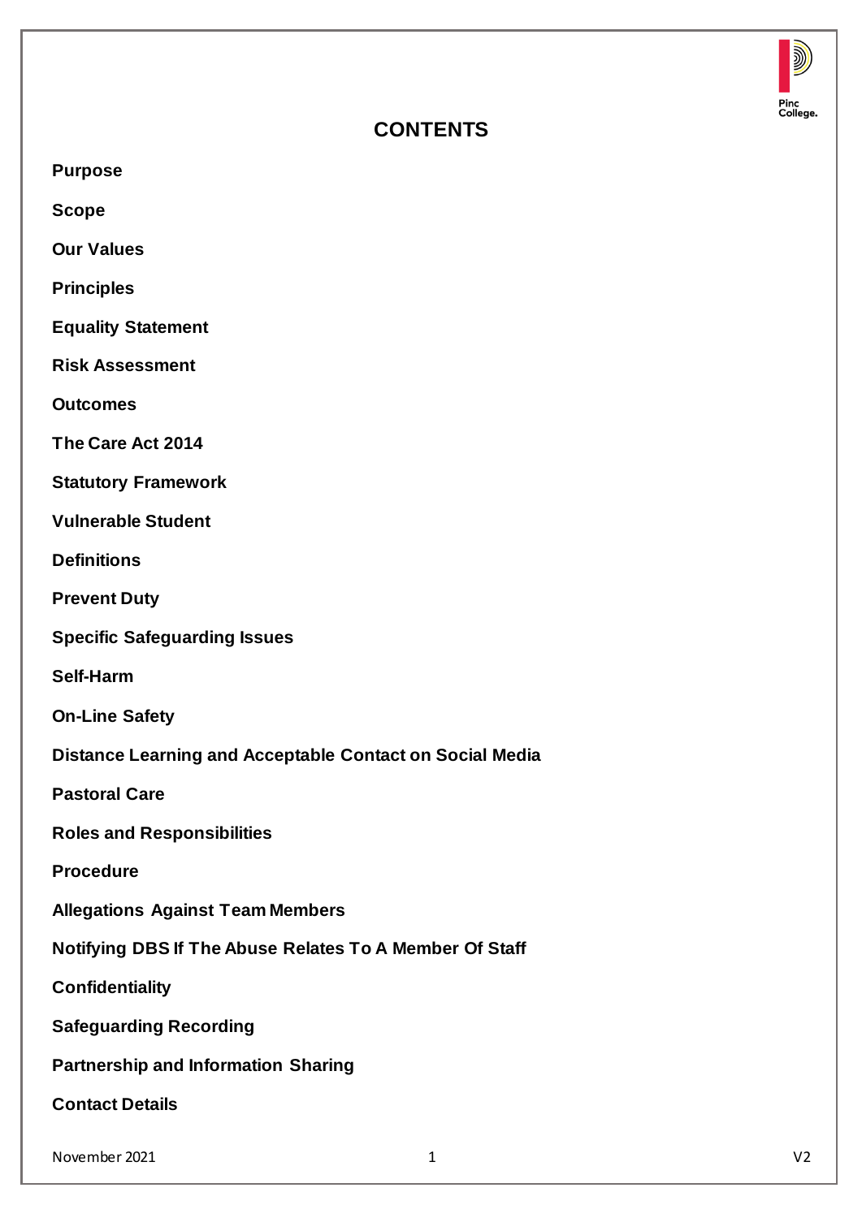# CONTENTS

**Purpose**

**Scope**

**Our Values**

**Principles**

**Equality Statement**

**Risk Assessment**

**Outcomes**

**The Care Act 2014**

**Statutory Framework**

**Vulnerable Student**

**Definitions**

**Prevent Duty**

**Specific Safeguarding Issues**

**Self-Harm**

**On-Line Safety**

**Distance Learning and Acceptable Contact on Social Media**

**Pastoral Care**

**Roles and Responsibilities**

**Procedure**

**Allegations Against Team Members**

**Notifying DBS If The Abuse Relates To A Member Of Staff**

**Confidentiality**

**Safeguarding Recording**

**Partnership and Information Sharing**

**Contact Details**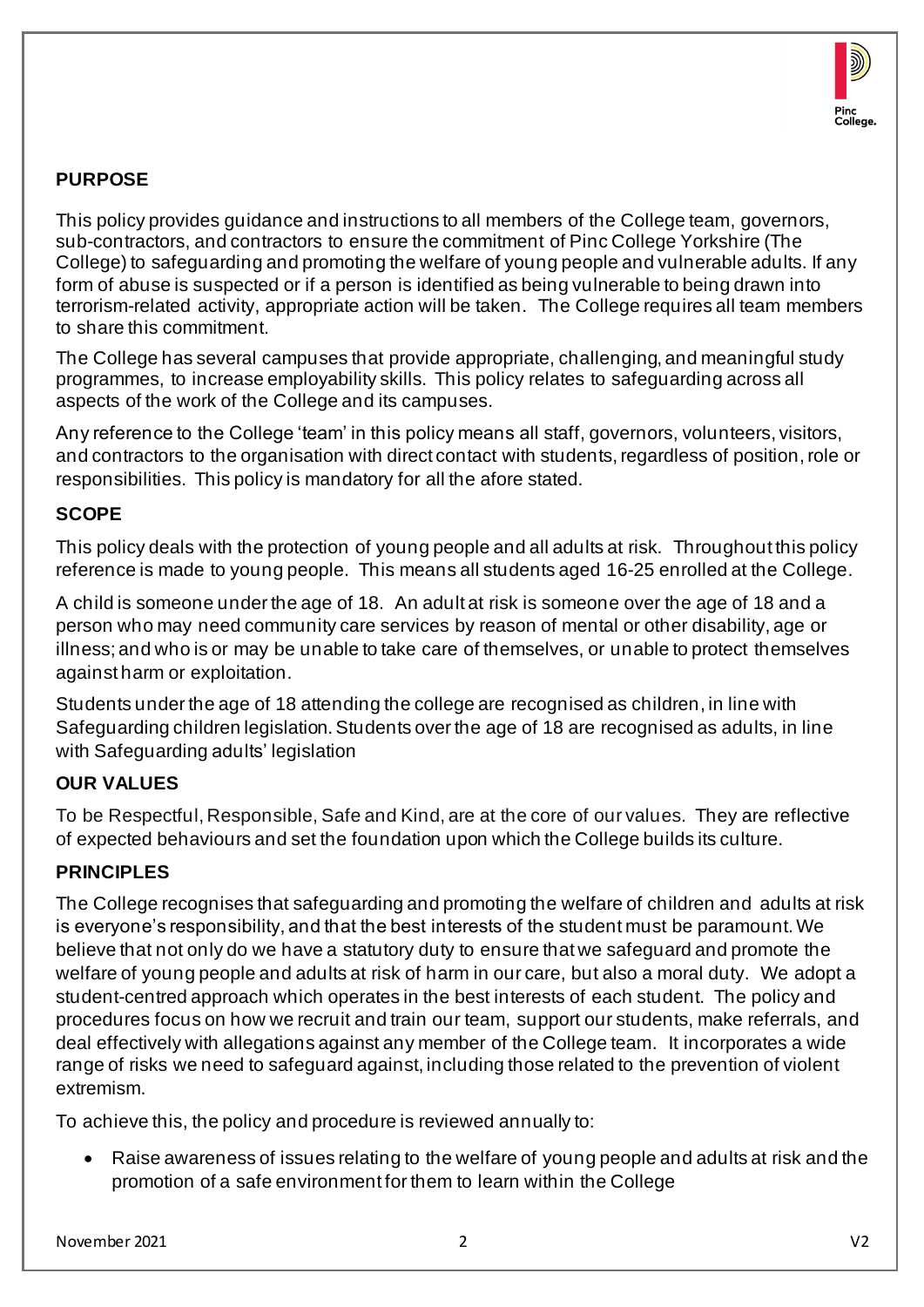## PURPOSE

This policy provides guidance and instructions to all members of the College team, governors, sub-contractors, and contractors to ensure the commitment of Pinc College Yorkshire (The College) to safeguarding and promoting the welfare of young people and vulnerable adults. If any form of abuse is suspected or if a person is identified as being vulnerable to being drawn into terrorism-related activity, appropriate action will be taken. The College requires all team members to share this commitment.

The College has several campuses that provide appropriate, challenging, and meaningful study programmes, to increase employability skills. This policy relates to safeguarding across all aspects of the work of the College and its campuses.

Any reference to the College 'team' in this policy means all staff, governors, volunteers, visitors, and contractors to the organisation with direct contact with students, regardless of position, role or responsibilities. This policy is mandatory for all the afore stated.

## SCOPE

This policy deals with the protection of young people and all adults at risk. Throughout this policy reference is made to young people. This means all students aged 16-25 enrolled at the College.

A child is someone under the age of 18. An adult at risk is someone over the age of 18 and a person who may need community care services by reason of mental or other disability, age or illness; and who is or may be unable to take care of themselves, or unable to protect themselves against harm or exploitation.

Students under the age of 18 attending the college are recognised as children, in line with Safeguarding children legislation. Students over the age of 18 are recognised as adults, in line with Safeguarding adults' legislation

## OUR VALUES

To be Respectful, Responsible, Safe and Kind, are at the core of our values. They are reflective of expected behaviours and set the foundation upon which the College builds its culture.

## PRINCIPLES

The College recognises that safeguarding and promoting the welfare of children and adults at risk is everyone's responsibility, and that the best interests of the student must be paramount. We believe that not only do we have a statutory duty to ensure that we safeguard and promote the welfare of young people and adults at risk of harm in our care, but also a moral duty. We adopt a student-centred approach which operates in the best interests of each student. The policy and procedures focus on how we recruit and train our team, support our students, make referrals, and deal effectively with allegations against any member of the College team. It incorporates a wide range of risks we need to safeguard against, including those related to the prevention of violent extremism.

To achieve this, the policy and procedure is reviewed annually to:

- Raise awareness of issues relating to the welfare of young people and adults at risk and the promotion of a safe environment for them to learn within the College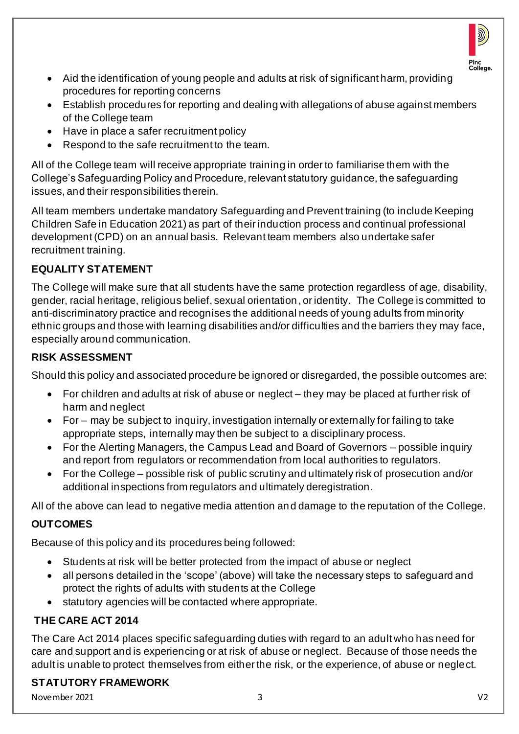- Aid the identification of young people and adults at risk of significant harm, providing procedures for reporting concerns
- Establish procedures for reporting and dealing with allegations of abuse against members of the College team
- Have in place a safer recruitment policy
- Respond to the safe recruitment to the team.

All of the College team will receive appropriate training in order to familiarise them with the College's Safeguarding Policy and Procedure, relevant statutory guidance, the safeguarding issues, and their responsibilities therein.

All team members undertake mandatory Safeguarding and Prevent training (to include Keeping Children Safe in Education 2021) as part of their induction process and continual professional development (CPD) on an annual basis. Relevant team members also undertake safer recruitment training.

## EQUALITY STATEMENT

The College will make sure that all students have the same protection regardless of age, disability, gender, racial heritage, religious belief, sexual orientation, or identity. The College is committed to anti-discriminatory practice and recognises the additional needs of young adults from minority ethnic groups and those with learning disabilities and/or difficulties and the barriers they may face, especially around communication.

## RISK ASSESSMENT

Should this policy and associated procedure be ignored or disregarded, the possible outcomes are:

- For children and adults at risk of abuse or neglect – they may be placed at further risk of harm and neglect
- For – may be subject to inquiry, investigation internally or externally for failing to take appropriate steps, internally may then be subject to a disciplinary process.
- For the Alerting Managers, the Campus Lead and Board of Governors – possible inquiry and report from regulators or recommendation from local authorities to regulators.
- For the College – possible risk of public scrutiny and ultimately risk of prosecution and/or additional inspections from regulators and ultimately deregistration.

All of the above can lead to negative media attention and damage to the reputation of the College.

## OUTCOMES

Because of this policy and its procedures being followed:

- Students at risk will be better protected from the impact of abuse or neglect
- all persons detailed in the 'scope' (above) will take the necessary steps to safeguard and protect the rights of adults with students at the College
- statutory agencies will be contacted where appropriate.

## THE CARE ACT 2014

The Care Act 2014 places specific safeguarding duties with regard to an adult who has need for care and support and is experiencing or at risk of abuse or neglect. Because of those needs the adult is unable to protect themselves from either the risk, or the experience, of abuse or neglect.

## STATUTORY FRAMEWORK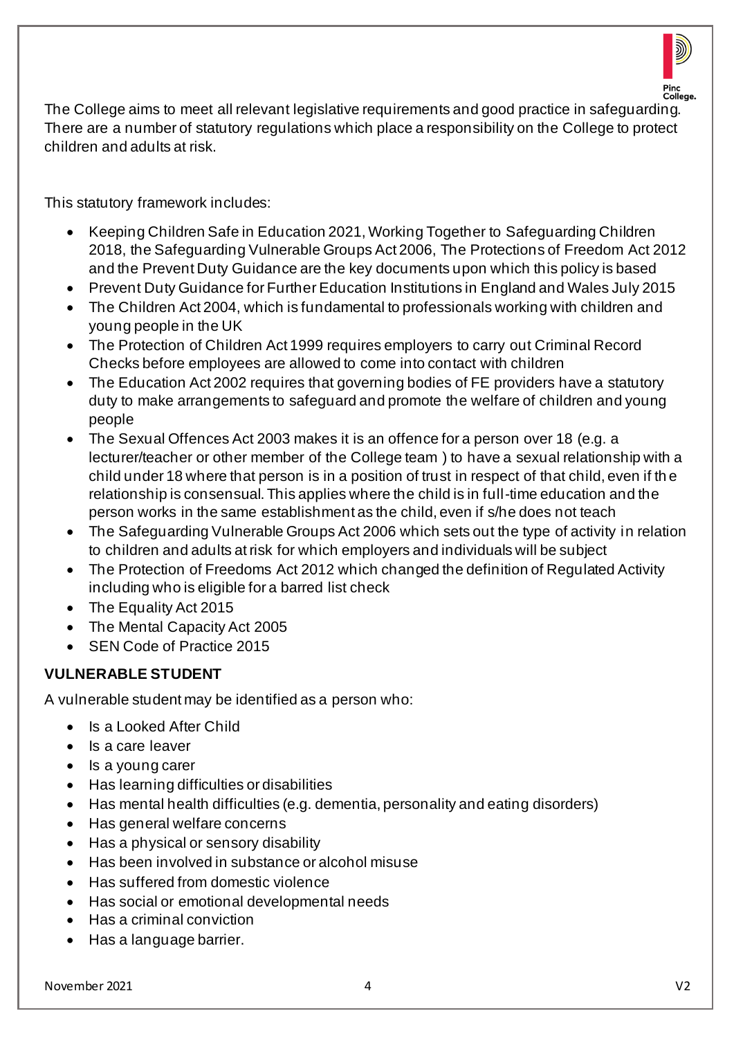The College aims to meet all relevant legislative requirements and good practice in safeguarding. There are a number of statutory regulations which place a responsibility on the College to protect children and adults at risk.

This statutory framework includes:

- Keeping Children Safe in Education 2021, Working Together to Safeguarding Children 2018, the Safeguarding Vulnerable Groups Act 2006, The Protections of Freedom Act 2012 and the Prevent Duty Guidance are the key documents upon which this policy is based
- Prevent Duty Guidance for Further Education Institutions in England and Wales July 2015
- The Children Act 2004, which is fundamental to professionals working with children and young people in the UK
- The Protection of Children Act 1999 requires employers to carry out Criminal Record Checks before employees are allowed to come into contact with children
- The Education Act 2002 requires that governing bodies of FE providers have a statutory duty to make arrangements to safeguard and promote the welfare of children and young people
- The Sexual Offences Act 2003 makes it is an offence for a person over 18 (e.g. a lecturer/teacher or other member of the College team ) to have a sexual relationship with a child under 18 where that person is in a position of trust in respect of that child, even if the relationship is consensual. This applies where the child is in full-time education and the person works in the same establishment as the child, even if s/he does not teach
- The Safeguarding Vulnerable Groups Act 2006 which sets out the type of activity in relation to children and adults at risk for which employers and individuals will be subject
- The Protection of Freedoms Act 2012 which changed the definition of Regulated Activity including who is eligible for a barred list check
- The Equality Act 2015
- The Mental Capacity Act 2005
- SEN Code of Practice 2015

**VULNERABLE STUDENT**

A vulnerable student may be identified as a person who:

- Is a Looked After Child
- Is a care leaver
- Is a young carer
- Has learning difficulties or disabilities
- Has mental health difficulties (e.g. dementia, personality and eating disorders)
- Has general welfare concerns
- Has a physical or sensory disability
- Has been involved in substance or alcohol misuse
- Has suffered from domestic violence
- Has social or emotional developmental needs
- Has a criminal conviction
- Has a language barrier.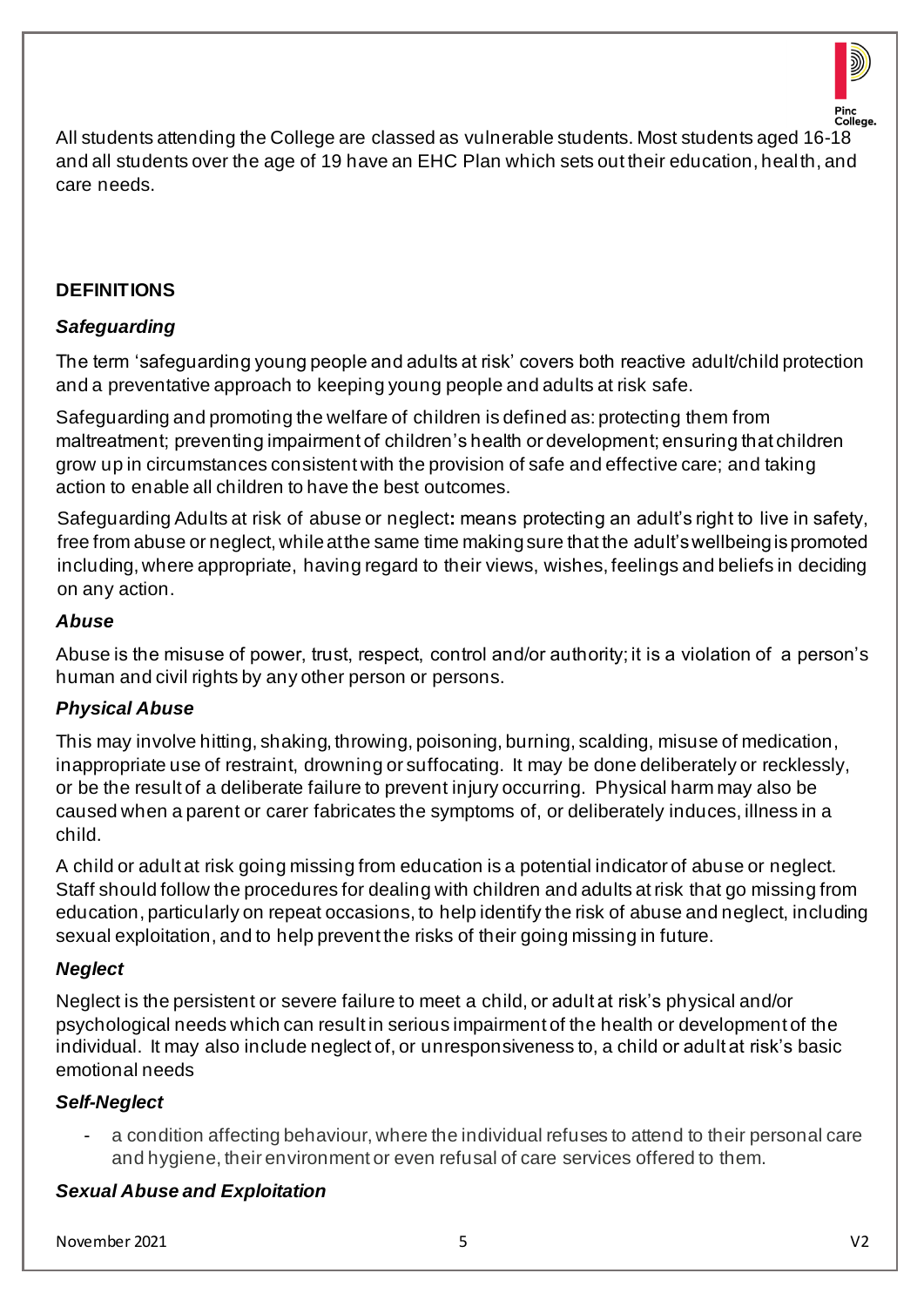All students attending the College are classed as vulnerable students. Most students aged 16-18 and all students over the age of 19 have an EHC Plan which sets out their education, health, and care needs.

## DEFINITIONS

### *Safeguarding*

The term 'safeguarding young people and adults at risk' covers both reactive adult/child protection and a preventative approach to keeping young people and adults at risk safe.

Safeguarding and promoting the welfare of children is defined as: protecting them from maltreatment; preventing impairment of children's health or development; ensuring that children grow up in circumstances consistent with the provision of safe and effective care; and taking action to enable all children to have the best outcomes.

Safeguarding Adults at risk of abuse or neglect**:** means protecting an adult's right to live in safety, free from abuse or neglect, while at the same time making sure that the adult's wellbeing is promoted including, where appropriate, having regard to their views, wishes, feelings and beliefs in deciding on any action.

### *Abuse*

Abuse is the misuse of power, trust, respect, control and/or authority; it is a violation of a person's human and civil rights by any other person or persons.

### *Physical Abuse*

This may involve hitting, shaking, throwing, poisoning, burning, scalding, misuse of medication, inappropriate use of restraint, drowning or suffocating. It may be done deliberately or recklessly, or be the result of a deliberate failure to prevent injury occurring. Physical harm may also be caused when a parent or carer fabricates the symptoms of, or deliberately induces, illness in a child.

A child or adult at risk going missing from education is a potential indicator of abuse or neglect. Staff should follow the procedures for dealing with children and adults at risk that go missing from education, particularly on repeat occasions, to help identify the risk of abuse and neglect, including sexual exploitation, and to help prevent the risks of their going missing in future.

### *Neglect*

Neglect is the persistent or severe failure to meet a child, or adult at risk's physical and/or psychological needs which can result in serious impairment of the health or development of the individual. It may also include neglect of, or unresponsiveness to, a child or adult at risk's basic emotional needs

### *Self-Neglect*

- a condition affecting behaviour, where the individual refuses to attend to their personal care and hygiene, their environment or even refusal of care services offered to them.

### *Sexual Abuse and Exploitation*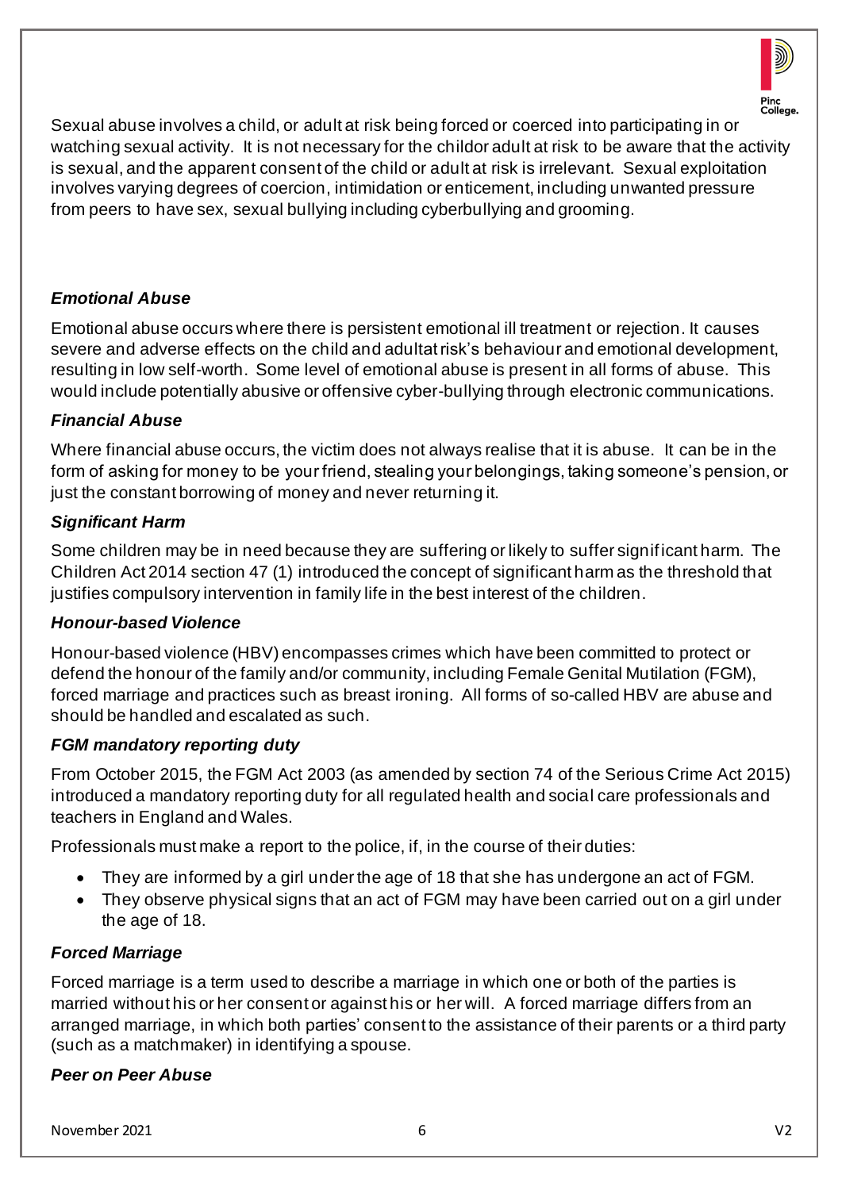Sexual abuse involves a child, or adult at risk being forced or coerced into participating in or watching sexual activity. It is not necessary for the childor adult at risk to be aware that the activity is sexual, and the apparent consent of the child or adult at risk is irrelevant. Sexual exploitation involves varying degrees of coercion, intimidation or enticement, including unwanted pressure from peers to have sex, sexual bullying including cyberbullying and grooming.

### *Emotional Abuse*

Emotional abuse occurs where there is persistent emotional ill treatment or rejection. It causes severe and adverse effects on the child and adultat risk's behaviour and emotional development, resulting in low self-worth. Some level of emotional abuse is present in all forms of abuse. This would include potentially abusive or offensive cyber-bullying through electronic communications.

### *Financial Abuse*

Where financial abuse occurs, the victim does not always realise that it is abuse. It can be in the form of asking for money to be your friend, stealing your belongings, taking someone's pension, or just the constant borrowing of money and never returning it.

### *Significant Harm*

Some children may be in need because they are suffering or likely to suffer significant harm. The Children Act 2014 section 47 (1) introduced the concept of significant harm as the threshold that justifies compulsory intervention in family life in the best interest of the children.

### *Honour-based Violence*

Honour-based violence (HBV) encompasses crimes which have been committed to protect or defend the honour of the family and/or community, including Female Genital Mutilation (FGM), forced marriage and practices such as breast ironing. All forms of so-called HBV are abuse and should be handled and escalated as such.

### *FGM mandatory reporting duty*

From October 2015, the FGM Act 2003 (as amended by section 74 of the Serious Crime Act 2015) introduced a mandatory reporting duty for all regulated health and social care professionals and teachers in England and Wales.

Professionals must make a report to the police, if, in the course of their duties:

- They are informed by a girl under the age of 18 that she has undergone an act of FGM.
- They observe physical signs that an act of FGM may have been carried out on a girl under the age of 18.

### *Forced Marriage*

Forced marriage is a term used to describe a marriage in which one or both of the parties is married without his or her consent or against his or her will. A forced marriage differs from an arranged marriage, in which both parties' consent to the assistance of their parents or a third party (such as a matchmaker) in identifying a spouse.

### *Peer on Peer Abuse*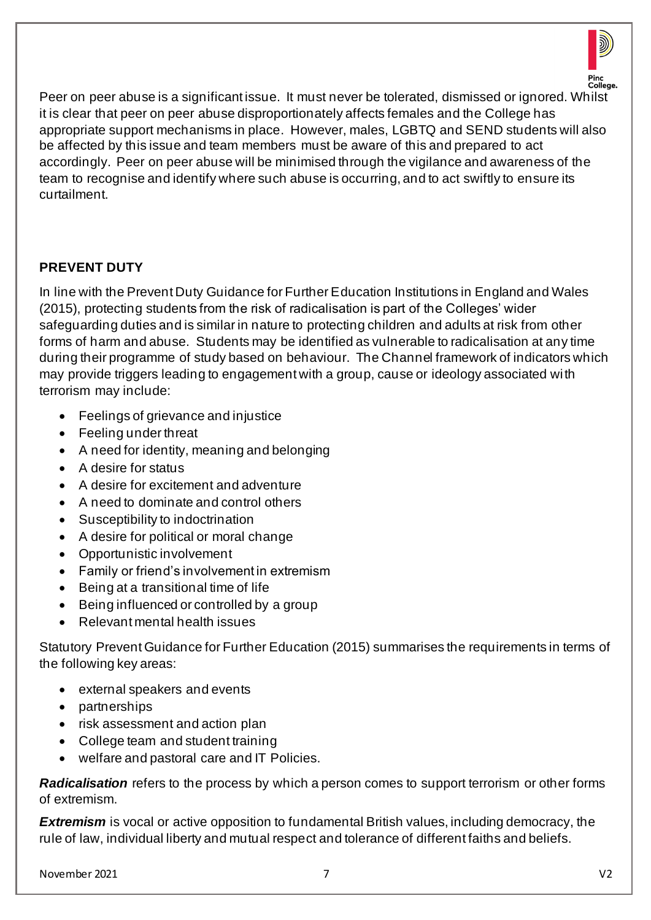Peer on peer abuse is a significant issue. It must never be tolerated, dismissed or ignored. Whilst it is clear that peer on peer abuse disproportionately affects females and the College has appropriate support mechanisms in place. However, males, LGBTQ and SEND students will also be affected by this issue and team members must be aware of this and prepared to act accordingly. Peer on peer abuse will be minimised through the vigilance and awareness of the team to recognise and identify where such abuse is occurring, and to act swiftly to ensure its curtailment.

## PREVENT DUTY

In line with the Prevent Duty Guidance for Further Education Institutions in England and Wales (2015), protecting students from the risk of radicalisation is part of the Colleges' wider safeguarding duties and is similar in nature to protecting children and adults at risk from other forms of harm and abuse. Students may be identified as vulnerable to radicalisation at any time during their programme of study based on behaviour. The Channel framework of indicators which may provide triggers leading to engagement with a group, cause or ideology associated with terrorism may include:

- Feelings of grievance and injustice
- Feeling under threat
- A need for identity, meaning and belonging
- A desire for status
- A desire for excitement and adventure
- A need to dominate and control others
- Susceptibility to indoctrination
- A desire for political or moral change
- Opportunistic involvement
- Family or friend's involvement in extremism
- Being at a transitional time of life
- Being influenced or controlled by a group
- Relevant mental health issues

Statutory Prevent Guidance for Further Education (2015) summarises the requirements in terms of the following key areas:

- external speakers and events
- partnerships
- risk assessment and action plan
- College team and student training
- welfare and pastoral care and IT Policies.

***Radicalisation*** refers to the process by which a person comes to support terrorism or other forms of extremism.

***Extremism*** is vocal or active opposition to fundamental British values, including democracy, the rule of law, individual liberty and mutual respect and tolerance of different faiths and beliefs.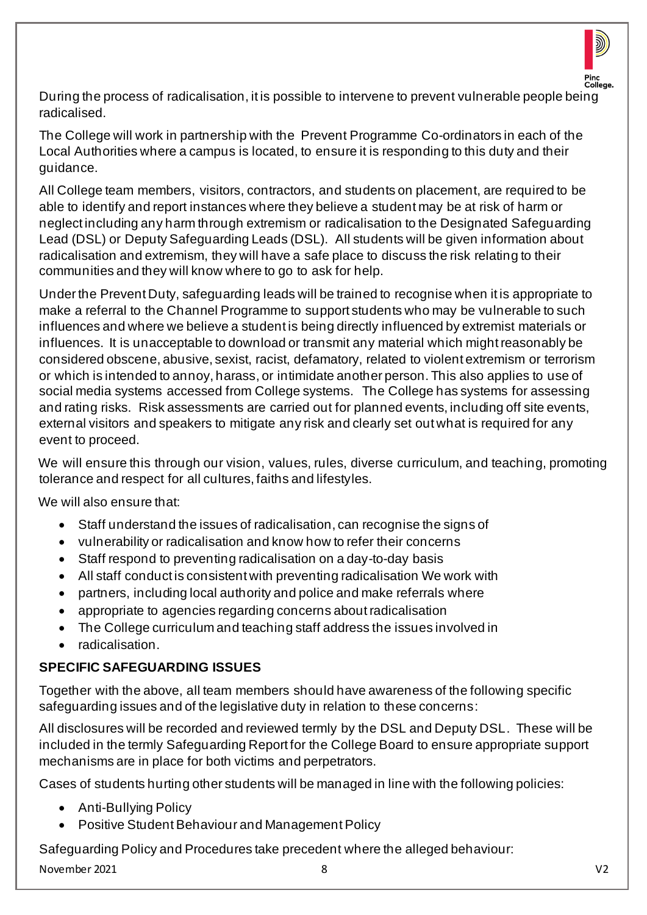During the process of radicalisation, it is possible to intervene to prevent vulnerable people being radicalised.

The College will work in partnership with the Prevent Programme Co-ordinators in each of the Local Authorities where a campus is located, to ensure it is responding to this duty and their guidance.

All College team members, visitors, contractors, and students on placement, are required to be able to identify and report instances where they believe a student may be at risk of harm or neglect including any harm through extremism or radicalisation to the Designated Safeguarding Lead (DSL) or Deputy Safeguarding Leads (DSL). All students will be given information about radicalisation and extremism, they will have a safe place to discuss the risk relating to their communities and they will know where to go to ask for help.

Under the Prevent Duty, safeguarding leads will be trained to recognise when it is appropriate to make a referral to the Channel Programme to support students who may be vulnerable to such influences and where we believe a student is being directly influenced by extremist materials or influences. It is unacceptable to download or transmit any material which might reasonably be considered obscene, abusive, sexist, racist, defamatory, related to violent extremism or terrorism or which is intended to annoy, harass, or intimidate another person. This also applies to use of social media systems accessed from College systems. The College has systems for assessing and rating risks. Risk assessments are carried out for planned events, including off site events, external visitors and speakers to mitigate any risk and clearly set out what is required for any event to proceed.

We will ensure this through our vision, values, rules, diverse curriculum, and teaching, promoting tolerance and respect for all cultures, faiths and lifestyles.

We will also ensure that:

- Staff understand the issues of radicalisation, can recognise the signs of
- vulnerability or radicalisation and know how to refer their concerns
- Staff respond to preventing radicalisation on a day-to-day basis
- All staff conduct is consistent with preventing radicalisation We work with
- partners, including local authority and police and make referrals where
- appropriate to agencies regarding concerns about radicalisation
- The College curriculum and teaching staff address the issues involved in
- radicalisation.

## SPECIFIC SAFEGUARDING ISSUES

Together with the above, all team members should have awareness of the following specific safeguarding issues and of the legislative duty in relation to these concerns:

All disclosures will be recorded and reviewed termly by the DSL and Deputy DSL. These will be included in the termly Safeguarding Report for the College Board to ensure appropriate support mechanisms are in place for both victims and perpetrators.

Cases of students hurting other students will be managed in line with the following policies:

- Anti-Bullying Policy
- Positive Student Behaviour and Management Policy

Safeguarding Policy and Procedures take precedent where the alleged behaviour: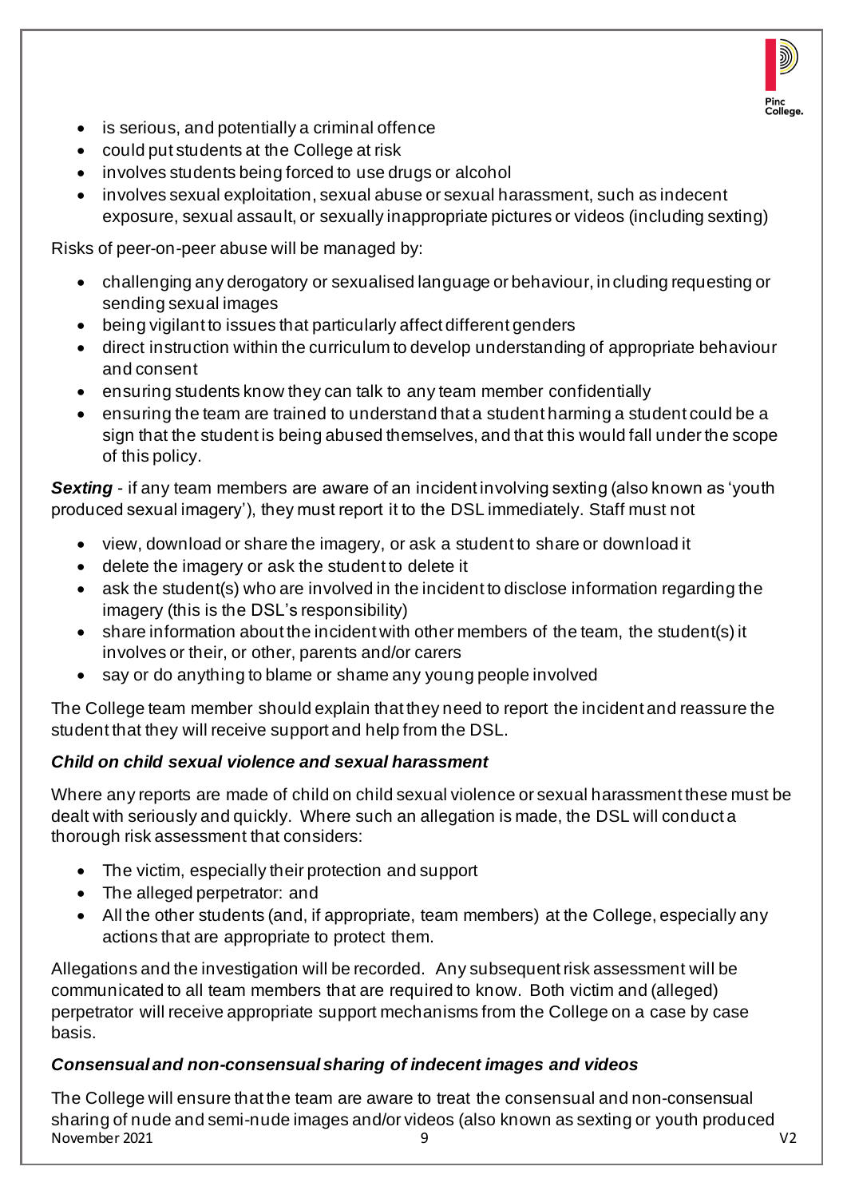- is serious, and potentially a criminal offence
- could put students at the College at risk
- involves students being forced to use drugs or alcohol
- involves sexual exploitation, sexual abuse or sexual harassment, such as indecent exposure, sexual assault, or sexually inappropriate pictures or videos (including sexting)

Risks of peer-on-peer abuse will be managed by:

- challenging any derogatory or sexualised language or behaviour, including requesting or sending sexual images
- being vigilant to issues that particularly affect different genders
- direct instruction within the curriculum to develop understanding of appropriate behaviour and consent
- ensuring students know they can talk to any team member confidentially
- ensuring the team are trained to understand that a student harming a student could be a sign that the student is being abused themselves, and that this would fall under the scope of this policy.

***Sexting*** - if any team members are aware of an incident involving sexting (also known as 'youth produced sexual imagery'), they must report it to the DSL immediately. Staff must not

- view, download or share the imagery, or ask a student to share or download it
- delete the imagery or ask the student to delete it
- ask the student(s) who are involved in the incident to disclose information regarding the imagery (this is the DSL's responsibility)
- share information about the incident with other members of the team, the student(s) it involves or their, or other, parents and/or carers
- say or do anything to blame or shame any young people involved

The College team member should explain that they need to report the incident and reassure the student that they will receive support and help from the DSL.

***Child on child sexual violence and sexual harassment***

Where any reports are made of child on child sexual violence or sexual harassment these must be dealt with seriously and quickly. Where such an allegation is made, the DSL will conduct a thorough risk assessment that considers:

- The victim, especially their protection and support
- The alleged perpetrator: and
- All the other students (and, if appropriate, team members) at the College, especially any actions that are appropriate to protect them.

Allegations and the investigation will be recorded. Any subsequent risk assessment will be communicated to all team members that are required to know. Both victim and (alleged) perpetrator will receive appropriate support mechanisms from the College on a case by case basis.

***Consensual and non-consensual sharing of indecent images and videos***

The College will ensure that the team are aware to treat the consensual and non-consensual sharing of nude and semi-nude images and/or videos (also known as sexting or youth produced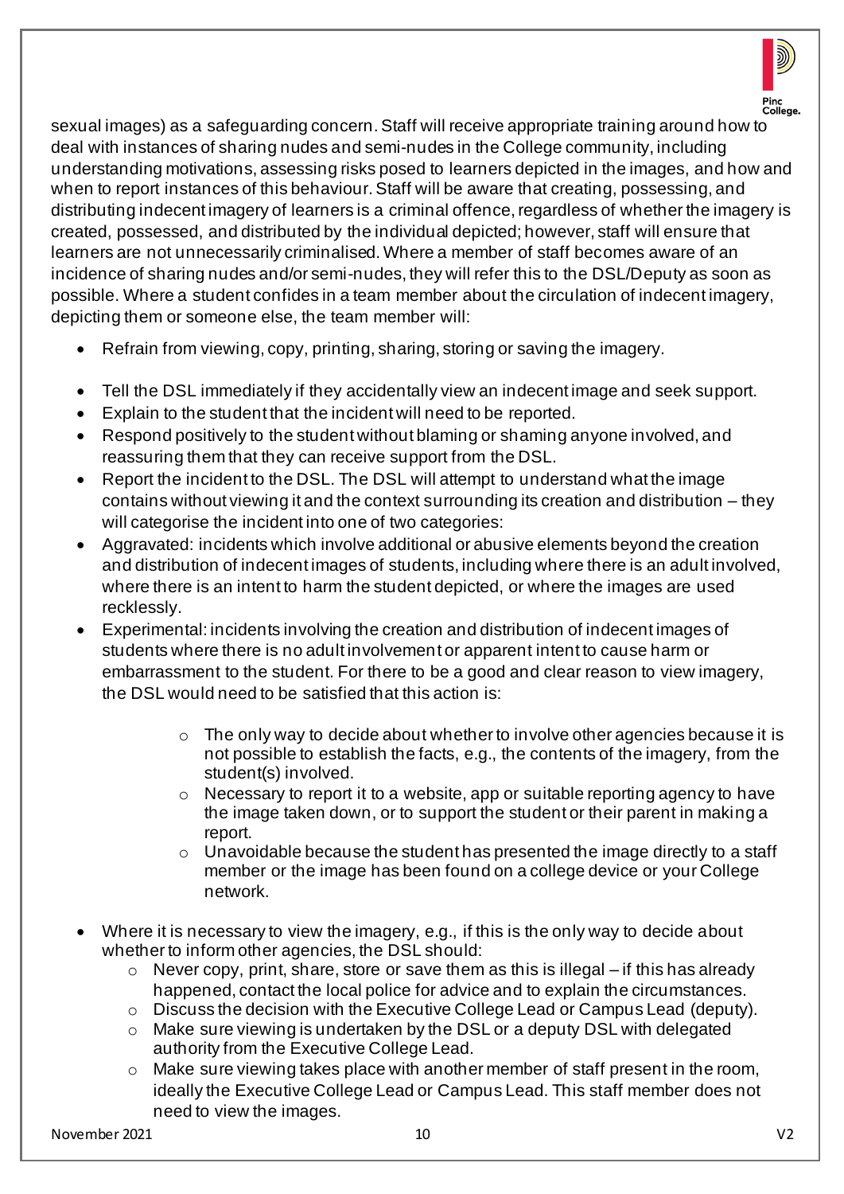sexual images) as a safeguarding concern. Staff will receive appropriate training around how to deal with instances of sharing nudes and semi-nudes in the College community, including understanding motivations, assessing risks posed to learners depicted in the images, and how and when to report instances of this behaviour. Staff will be aware that creating, possessing, and distributing indecent imagery of learners is a criminal offence, regardless of whether the imagery is created, possessed, and distributed by the individual depicted; however, staff will ensure that learners are not unnecessarily criminalised. Where a member of staff becomes aware of an incidence of sharing nudes and/or semi-nudes, they will refer this to the DSL/Deputy as soon as possible. Where a student confides in a team member about the circulation of indecent imagery, depicting them or someone else, the team member will:

- Refrain from viewing, copy, printing, sharing, storing or saving the imagery.
- Tell the DSL immediately if they accidentally view an indecent image and seek support.
- Explain to the student that the incident will need to be reported.
- Respond positively to the student without blaming or shaming anyone involved, and reassuring them that they can receive support from the DSL.
- Report the incident to the DSL. The DSL will attempt to understand what the image contains without viewing it and the context surrounding its creation and distribution – they will categorise the incident into one of two categories:
- Aggravated: incidents which involve additional or abusive elements beyond the creation and distribution of indecent images of students, including where there is an adult involved, where there is an intent to harm the student depicted, or where the images are used recklessly.
- Experimental: incidents involving the creation and distribution of indecent images of students where there is no adult involvement or apparent intent to cause harm or embarrassment to the student. For there to be a good and clear reason to view imagery, the DSL would need to be satisfied that this action is:
    - The only way to decide about whether to involve other agencies because it is not possible to establish the facts, e.g., the contents of the imagery, from the student(s) involved.
    - Necessary to report it to a website, app or suitable reporting agency to have the image taken down, or to support the student or their parent in making a report.
    - Unavoidable because the student has presented the image directly to a staff member or the image has been found on a college device or your College network.
- Where it is necessary to view the imagery, e.g., if this is the only way to decide about whether to inform other agencies, the DSL should:
    - Never copy, print, share, store or save them as this is illegal – if this has already happened, contact the local police for advice and to explain the circumstances.
    - Discuss the decision with the Executive College Lead or Campus Lead (deputy).
    - Make sure viewing is undertaken by the DSL or a deputy DSL with delegated authority from the Executive College Lead.
    - Make sure viewing takes place with another member of staff present in the room, ideally the Executive College Lead or Campus Lead. This staff member does not need to view the images.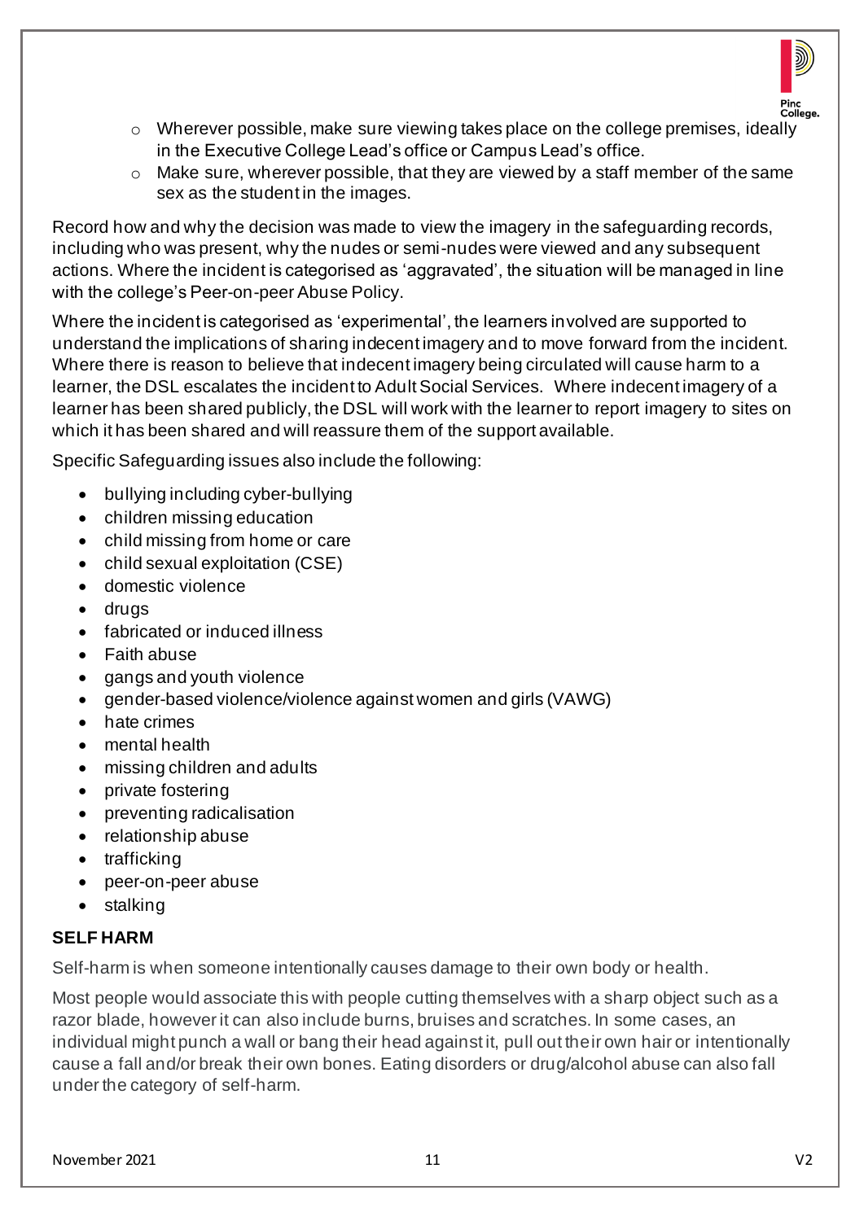- Wherever possible, make sure viewing takes place on the college premises, ideally in the Executive College Lead's office or Campus Lead's office.
- Make sure, wherever possible, that they are viewed by a staff member of the same sex as the student in the images.

Record how and why the decision was made to view the imagery in the safeguarding records, including who was present, why the nudes or semi-nudes were viewed and any subsequent actions. Where the incident is categorised as 'aggravated', the situation will be managed in line with the college's Peer-on-peer Abuse Policy.

Where the incident is categorised as 'experimental', the learners involved are supported to understand the implications of sharing indecent imagery and to move forward from the incident. Where there is reason to believe that indecent imagery being circulated will cause harm to a learner, the DSL escalates the incident to Adult Social Services. Where indecent imagery of a learner has been shared publicly, the DSL will work with the learner to report imagery to sites on which it has been shared and will reassure them of the support available.

Specific Safeguarding issues also include the following:

- bullying including cyber-bullying
- children missing education
- child missing from home or care
- child sexual exploitation (CSE)
- domestic violence
- drugs
- fabricated or induced illness
- Faith abuse
- gangs and youth violence
- gender-based violence/violence against women and girls (VAWG)
- hate crimes
- mental health
- missing children and adults
- private fostering
- preventing radicalisation
- relationship abuse
- trafficking
- peer-on-peer abuse
- stalking

### SELF HARM

Self-harm is when someone intentionally causes damage to their own body or health.

Most people would associate this with people cutting themselves with a sharp object such as a razor blade, however it can also include burns, bruises and scratches. In some cases, an individual might punch a wall or bang their head against it, pull out their own hair or intentionally cause a fall and/or break their own bones. Eating disorders or drug/alcohol abuse can also fall under the category of self-harm.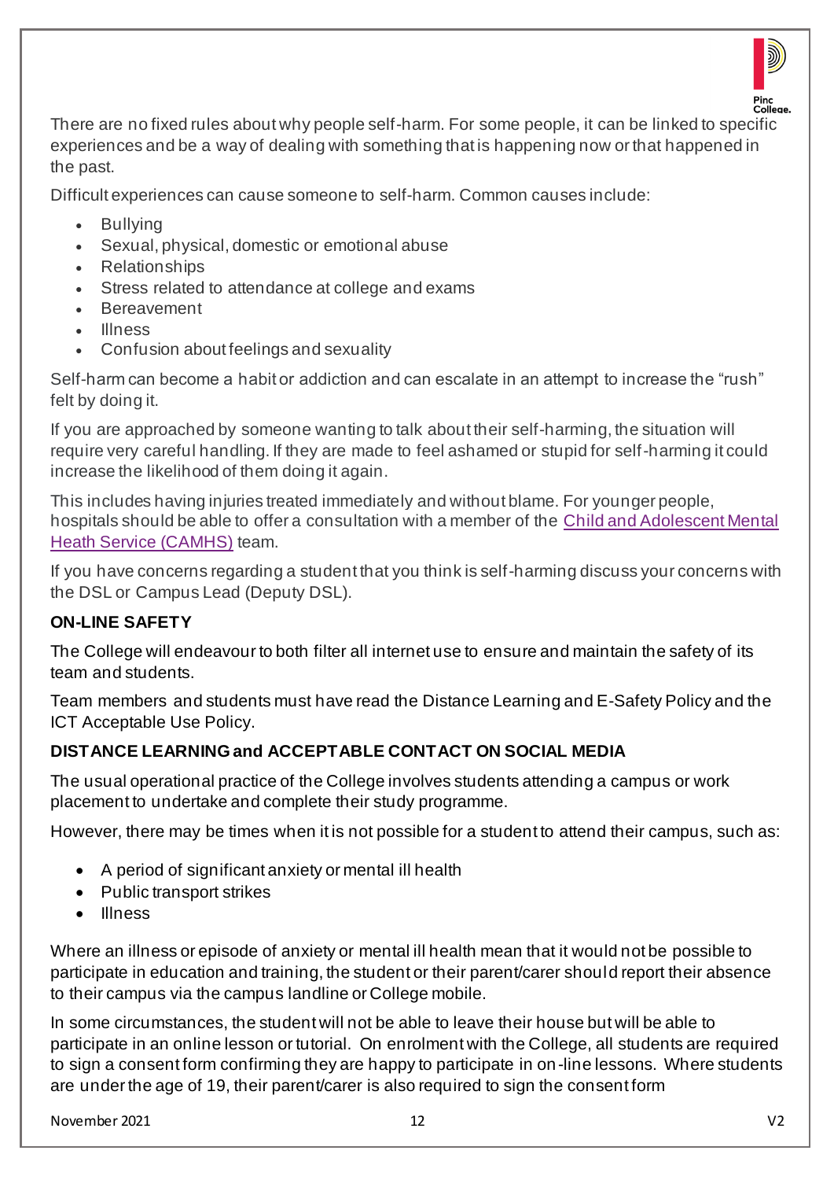There are no fixed rules about why people self-harm. For some people, it can be linked to specific experiences and be a way of dealing with something that is happening now or that happened in the past.

Difficult experiences can cause someone to self-harm. Common causes include:

- Bullying
- Sexual, physical, domestic or emotional abuse
- Relationships
- Stress related to attendance at college and exams
- Bereavement
- Illness
- Confusion about feelings and sexuality

Self-harm can become a habit or addiction and can escalate in an attempt to increase the "rush" felt by doing it.

If you are approached by someone wanting to talk about their self-harming, the situation will require very careful handling. If they are made to feel ashamed or stupid for self-harming it could increase the likelihood of them doing it again.

This includes having injuries treated immediately and without blame. For younger people, hospitals should be able to offer a consultation with a member of the Child and Adolescent Mental Heath Service (CAMHS) team.

If you have concerns regarding a student that you think is self-harming discuss your concerns with the DSL or Campus Lead (Deputy DSL).

**ON-LINE SAFETY**

The College will endeavour to both filter all internet use to ensure and maintain the safety of its team and students.

Team members and students must have read the Distance Learning and E-Safety Policy and the ICT Acceptable Use Policy.

**DISTANCE LEARNING and ACCEPTABLE CONTACT ON SOCIAL MEDIA**

The usual operational practice of the College involves students attending a campus or work placement to undertake and complete their study programme.

However, there may be times when it is not possible for a student to attend their campus, such as:

- A period of significant anxiety or mental ill health
- Public transport strikes
- Illness

Where an illness or episode of anxiety or mental ill health mean that it would not be possible to participate in education and training, the student or their parent/carer should report their absence to their campus via the campus landline or College mobile.

In some circumstances, the student will not be able to leave their house but will be able to participate in an online lesson or tutorial. On enrolment with the College, all students are required to sign a consent form confirming they are happy to participate in on-line lessons. Where students are under the age of 19, their parent/carer is also required to sign the consent form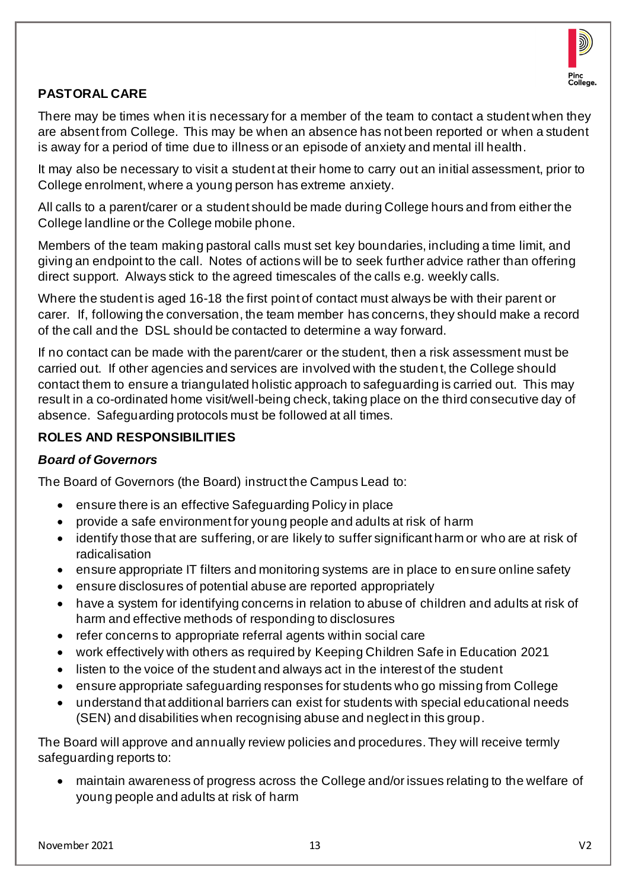## PASTORAL CARE

There may be times when it is necessary for a member of the team to contact a student when they are absent from College. This may be when an absence has not been reported or when a student is away for a period of time due to illness or an episode of anxiety and mental ill health.

It may also be necessary to visit a student at their home to carry out an initial assessment, prior to College enrolment, where a young person has extreme anxiety.

All calls to a parent/carer or a student should be made during College hours and from either the College landline or the College mobile phone.

Members of the team making pastoral calls must set key boundaries, including a time limit, and giving an endpoint to the call. Notes of actions will be to seek further advice rather than offering direct support. Always stick to the agreed timescales of the calls e.g. weekly calls.

Where the student is aged 16-18 the first point of contact must always be with their parent or carer. If, following the conversation, the team member has concerns, they should make a record of the call and the DSL should be contacted to determine a way forward.

If no contact can be made with the parent/carer or the student, then a risk assessment must be carried out. If other agencies and services are involved with the student, the College should contact them to ensure a triangulated holistic approach to safeguarding is carried out. This may result in a co-ordinated home visit/well-being check, taking place on the third consecutive day of absence. Safeguarding protocols must be followed at all times.

## ROLES AND RESPONSIBILITIES

### *Board of Governors*

The Board of Governors (the Board) instruct the Campus Lead to:

- ensure there is an effective Safeguarding Policy in place
- provide a safe environment for young people and adults at risk of harm
- identify those that are suffering, or are likely to suffer significant harm or who are at risk of radicalisation
- ensure appropriate IT filters and monitoring systems are in place to ensure online safety
- ensure disclosures of potential abuse are reported appropriately
- have a system for identifying concerns in relation to abuse of children and adults at risk of harm and effective methods of responding to disclosures
- refer concerns to appropriate referral agents within social care
- work effectively with others as required by Keeping Children Safe in Education 2021
- listen to the voice of the student and always act in the interest of the student
- ensure appropriate safeguarding responses for students who go missing from College
- understand that additional barriers can exist for students with special educational needs (SEN) and disabilities when recognising abuse and neglect in this group.

The Board will approve and annually review policies and procedures. They will receive termly safeguarding reports to:

- maintain awareness of progress across the College and/or issues relating to the welfare of young people and adults at risk of harm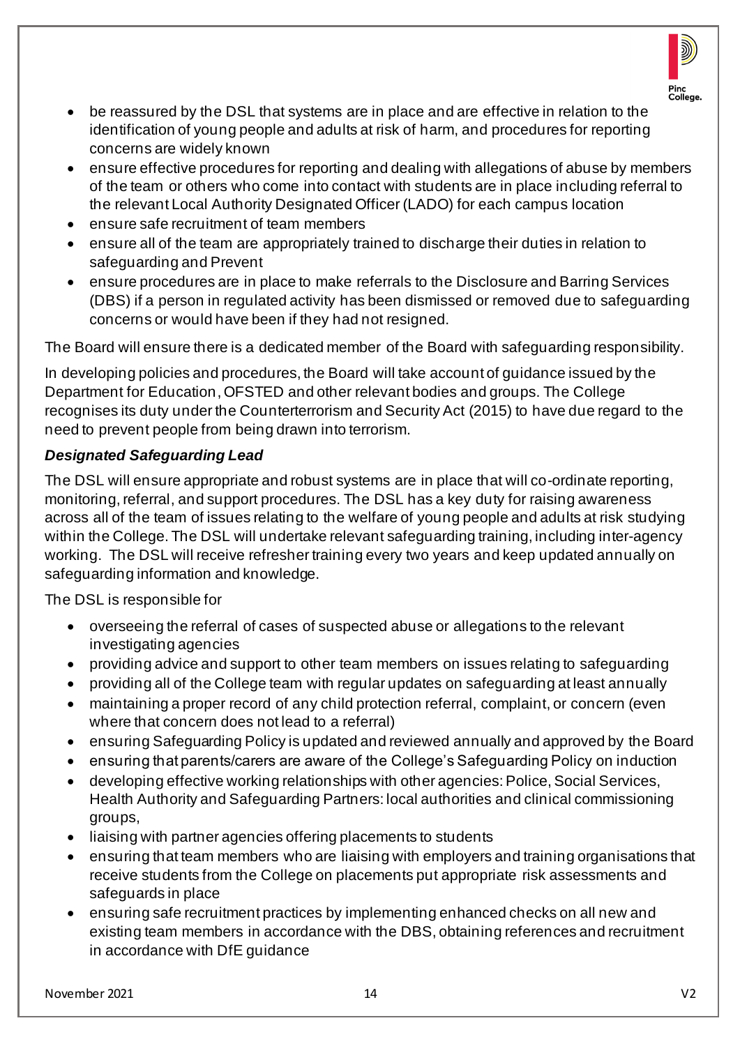- be reassured by the DSL that systems are in place and are effective in relation to the identification of young people and adults at risk of harm, and procedures for reporting concerns are widely known
- ensure effective procedures for reporting and dealing with allegations of abuse by members of the team or others who come into contact with students are in place including referral to the relevant Local Authority Designated Officer (LADO) for each campus location
- ensure safe recruitment of team members
- ensure all of the team are appropriately trained to discharge their duties in relation to safeguarding and Prevent
- ensure procedures are in place to make referrals to the Disclosure and Barring Services (DBS) if a person in regulated activity has been dismissed or removed due to safeguarding concerns or would have been if they had not resigned.

The Board will ensure there is a dedicated member of the Board with safeguarding responsibility.

In developing policies and procedures, the Board will take account of guidance issued by the Department for Education, OFSTED and other relevant bodies and groups. The College recognises its duty under the Counterterrorism and Security Act (2015) to have due regard to the need to prevent people from being drawn into terrorism.

***Designated Safeguarding Lead***

The DSL will ensure appropriate and robust systems are in place that will co-ordinate reporting, monitoring, referral, and support procedures. The DSL has a key duty for raising awareness across all of the team of issues relating to the welfare of young people and adults at risk studying within the College. The DSL will undertake relevant safeguarding training, including inter-agency working. The DSL will receive refresher training every two years and keep updated annually on safeguarding information and knowledge.

The DSL is responsible for

- overseeing the referral of cases of suspected abuse or allegations to the relevant investigating agencies
- providing advice and support to other team members on issues relating to safeguarding
- providing all of the College team with regular updates on safeguarding at least annually
- maintaining a proper record of any child protection referral, complaint, or concern (even where that concern does not lead to a referral)
- ensuring Safeguarding Policy is updated and reviewed annually and approved by the Board
- ensuring that parents/carers are aware of the College's Safeguarding Policy on induction
- developing effective working relationships with other agencies: Police, Social Services, Health Authority and Safeguarding Partners: local authorities and clinical commissioning groups,
- liaising with partner agencies offering placements to students
- ensuring that team members who are liaising with employers and training organisations that receive students from the College on placements put appropriate risk assessments and safeguards in place
- ensuring safe recruitment practices by implementing enhanced checks on all new and existing team members in accordance with the DBS, obtaining references and recruitment in accordance with DfE guidance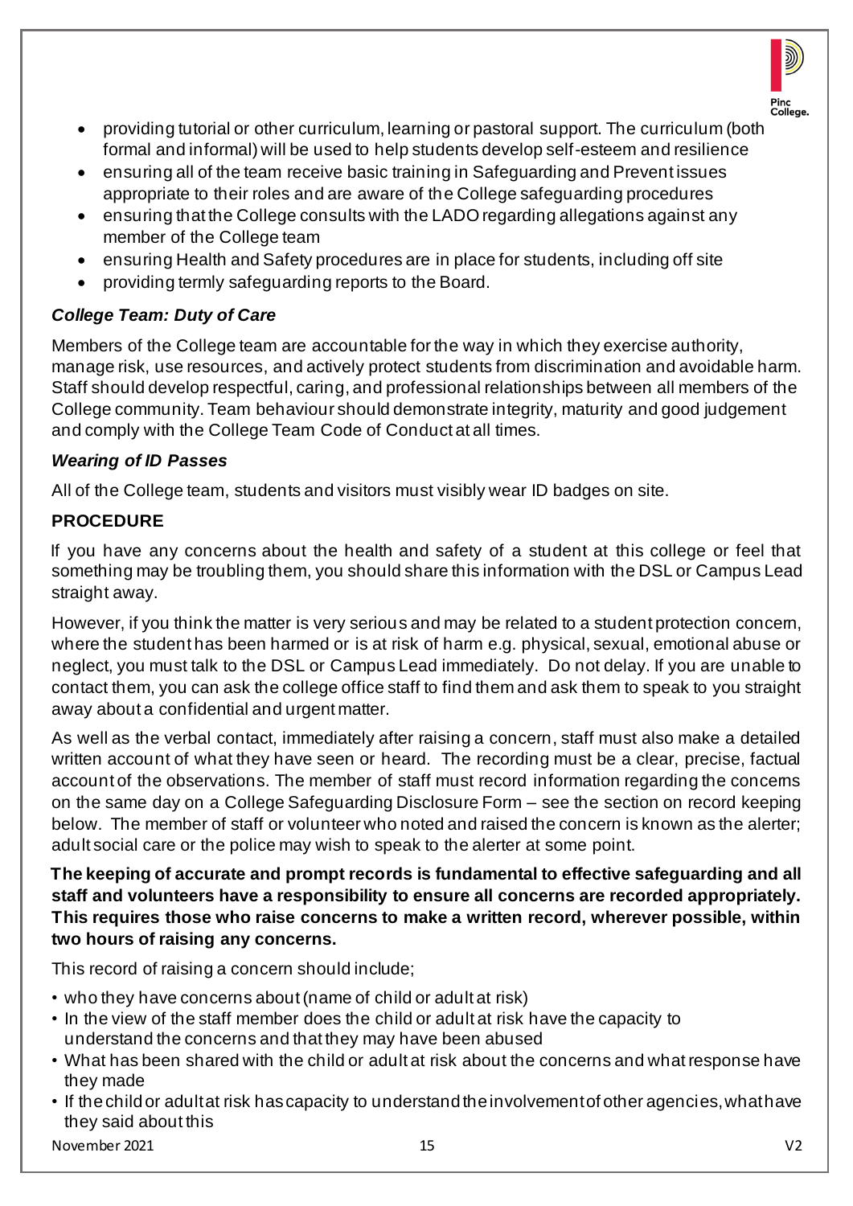- providing tutorial or other curriculum, learning or pastoral support. The curriculum (both formal and informal) will be used to help students develop self-esteem and resilience
- ensuring all of the team receive basic training in Safeguarding and Prevent issues appropriate to their roles and are aware of the College safeguarding procedures
- ensuring that the College consults with the LADO regarding allegations against any member of the College team
- ensuring Health and Safety procedures are in place for students, including off site
- providing termly safeguarding reports to the Board.

### *College Team: Duty of Care*

Members of the College team are accountable for the way in which they exercise authority, manage risk, use resources, and actively protect students from discrimination and avoidable harm. Staff should develop respectful, caring, and professional relationships between all members of the College community. Team behaviour should demonstrate integrity, maturity and good judgement and comply with the College Team Code of Conduct at all times.

### *Wearing of ID Passes*

All of the College team, students and visitors must visibly wear ID badges on site.

## PROCEDURE

If you have any concerns about the health and safety of a student at this college or feel that something may be troubling them, you should share this information with the DSL or Campus Lead straight away.

However, if you think the matter is very serious and may be related to a student protection concern, where the student has been harmed or is at risk of harm e.g. physical, sexual, emotional abuse or neglect, you must talk to the DSL or Campus Lead immediately. Do not delay. If you are unable to contact them, you can ask the college office staff to find them and ask them to speak to you straight away about a confidential and urgent matter.

As well as the verbal contact, immediately after raising a concern, staff must also make a detailed written account of what they have seen or heard. The recording must be a clear, precise, factual account of the observations. The member of staff must record information regarding the concerns on the same day on a College Safeguarding Disclosure Form – see the section on record keeping below. The member of staff or volunteer who noted and raised the concern is known as the alerter; adult social care or the police may wish to speak to the alerter at some point.

**The keeping of accurate and prompt records is fundamental to effective safeguarding and all staff and volunteers have a responsibility to ensure all concerns are recorded appropriately. This requires those who raise concerns to make a written record, wherever possible, within two hours of raising any concerns.**

This record of raising a concern should include;

- who they have concerns about (name of child or adult at risk)
- In the view of the staff member does the child or adult at risk have the capacity to understand the concerns and that they may have been abused
- What has been shared with the child or adult at risk about the concerns and what response have they made
- If the child or adult at risk has capacity to understand the involvement of other agencies, what have they said about this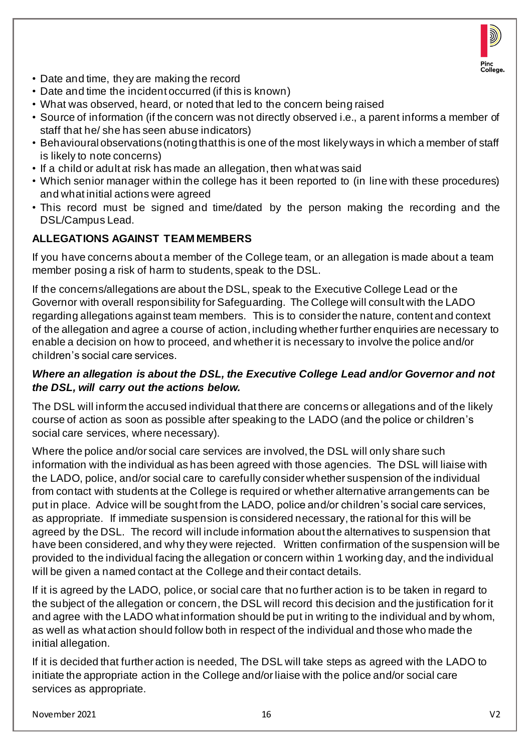- Date and time, they are making the record
- Date and time the incident occurred (if this is known)
- What was observed, heard, or noted that led to the concern being raised
- Source of information (if the concern was not directly observed i.e., a parent informs a member of staff that he/ she has seen abuse indicators)
- Behavioural observations (noting that this is one of the most likely ways in which a member of staff is likely to note concerns)
- If a child or adult at risk has made an allegation, then what was said
- Which senior manager within the college has it been reported to (in line with these procedures) and what initial actions were agreed
- This record must be signed and time/dated by the person making the recording and the DSL/Campus Lead.

**ALLEGATIONS AGAINST TEAM MEMBERS**

If you have concerns about a member of the College team, or an allegation is made about a team member posing a risk of harm to students, speak to the DSL.

If the concerns/allegations are about the DSL, speak to the Executive College Lead or the Governor with overall responsibility for Safeguarding. The College will consult with the LADO regarding allegations against team members. This is to consider the nature, content and context of the allegation and agree a course of action, including whether further enquiries are necessary to enable a decision on how to proceed, and whether it is necessary to involve the police and/or children's social care services.

***Where an allegation is about the DSL, the Executive College Lead and/or Governor and not the DSL, will carry out the actions below.***

The DSL will inform the accused individual that there are concerns or allegations and of the likely course of action as soon as possible after speaking to the LADO (and the police or children's social care services, where necessary).

Where the police and/or social care services are involved, the DSL will only share such information with the individual as has been agreed with those agencies. The DSL will liaise with the LADO, police, and/or social care to carefully consider whether suspension of the individual from contact with students at the College is required or whether alternative arrangements can be put in place. Advice will be sought from the LADO, police and/or children's social care services, as appropriate. If immediate suspension is considered necessary, the rational for this will be agreed by the DSL. The record will include information about the alternatives to suspension that have been considered, and why they were rejected. Written confirmation of the suspension will be provided to the individual facing the allegation or concern within 1 working day, and the individual will be given a named contact at the College and their contact details.

If it is agreed by the LADO, police, or social care that no further action is to be taken in regard to the subject of the allegation or concern, the DSL will record this decision and the justification for it and agree with the LADO what information should be put in writing to the individual and by whom, as well as what action should follow both in respect of the individual and those who made the initial allegation.

If it is decided that further action is needed, The DSL will take steps as agreed with the LADO to initiate the appropriate action in the College and/or liaise with the police and/or social care services as appropriate.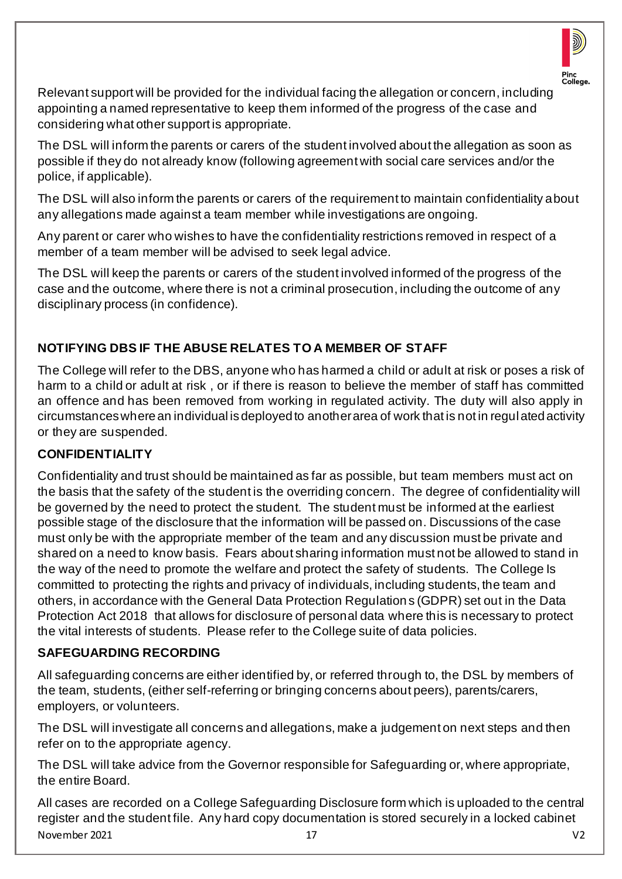Relevant support will be provided for the individual facing the allegation or concern, including appointing a named representative to keep them informed of the progress of the case and considering what other support is appropriate.

The DSL will inform the parents or carers of the student involved about the allegation as soon as possible if they do not already know (following agreement with social care services and/or the police, if applicable).

The DSL will also inform the parents or carers of the requirement to maintain confidentiality about any allegations made against a team member while investigations are ongoing.

Any parent or carer who wishes to have the confidentiality restrictions removed in respect of a member of a team member will be advised to seek legal advice.

The DSL will keep the parents or carers of the student involved informed of the progress of the case and the outcome, where there is not a criminal prosecution, including the outcome of any disciplinary process (in confidence).

**NOTIFYING DBS IF THE ABUSE RELATES TO A MEMBER OF STAFF**

The College will refer to the DBS, anyone who has harmed a child or adult at risk or poses a risk of harm to a child or adult at risk , or if there is reason to believe the member of staff has committed an offence and has been removed from working in regulated activity. The duty will also apply in circumstances where an individual is deployed to another area of work that is not in regulated activity or they are suspended.

**CONFIDENTIALITY**

Confidentiality and trust should be maintained as far as possible, but team members must act on the basis that the safety of the student is the overriding concern. The degree of confidentiality will be governed by the need to protect the student. The student must be informed at the earliest possible stage of the disclosure that the information will be passed on. Discussions of the case must only be with the appropriate member of the team and any discussion must be private and shared on a need to know basis. Fears about sharing information must not be allowed to stand in the way of the need to promote the welfare and protect the safety of students. The College Is committed to protecting the rights and privacy of individuals, including students, the team and others, in accordance with the General Data Protection Regulations (GDPR) set out in the Data Protection Act 2018 that allows for disclosure of personal data where this is necessary to protect the vital interests of students. Please refer to the College suite of data policies.

**SAFEGUARDING RECORDING**

All safeguarding concerns are either identified by, or referred through to, the DSL by members of the team, students, (either self-referring or bringing concerns about peers), parents/carers, employers, or volunteers.

The DSL will investigate all concerns and allegations, make a judgement on next steps and then refer on to the appropriate agency.

The DSL will take advice from the Governor responsible for Safeguarding or, where appropriate, the entire Board.

All cases are recorded on a College Safeguarding Disclosure form which is uploaded to the central register and the student file. Any hard copy documentation is stored securely in a locked cabinet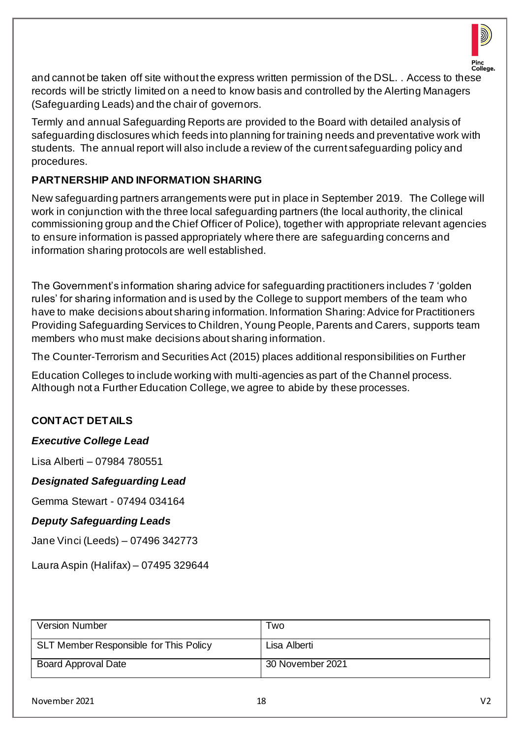and cannot be taken off site without the express written permission of the DSL. . Access to these records will be strictly limited on a need to know basis and controlled by the Alerting Managers (Safeguarding Leads) and the chair of governors.

Termly and annual Safeguarding Reports are provided to the Board with detailed analysis of safeguarding disclosures which feeds into planning for training needs and preventative work with students. The annual report will also include a review of the current safeguarding policy and procedures.

**PARTNERSHIP AND INFORMATION SHARING**

New safeguarding partners arrangements were put in place in September 2019. The College will work in conjunction with the three local safeguarding partners (the local authority, the clinical commissioning group and the Chief Officer of Police), together with appropriate relevant agencies to ensure information is passed appropriately where there are safeguarding concerns and information sharing protocols are well established.

The Government's information sharing advice for safeguarding practitioners includes 7 'golden rules' for sharing information and is used by the College to support members of the team who have to make decisions about sharing information. Information Sharing: Advice for Practitioners Providing Safeguarding Services to Children, Young People, Parents and Carers, supports team members who must make decisions about sharing information.

The Counter-Terrorism and Securities Act (2015) places additional responsibilities on Further

Education Colleges to include working with multi-agencies as part of the Channel process. Although not a Further Education College, we agree to abide by these processes.

**CONTACT DETAILS**

***Executive College Lead***

Lisa Alberti – 07984 780551

***Designated Safeguarding Lead***

Gemma Stewart - 07494 034164

***Deputy Safeguarding Leads***

Jane Vinci (Leeds) – 07496 342773

Laura Aspin (Halifax) – 07495 329644

| Version Number | Two |
|---|---|
| SLT Member Responsible for This Policy | Lisa Alberti |
| Board Approval Date | 30 November 2021 |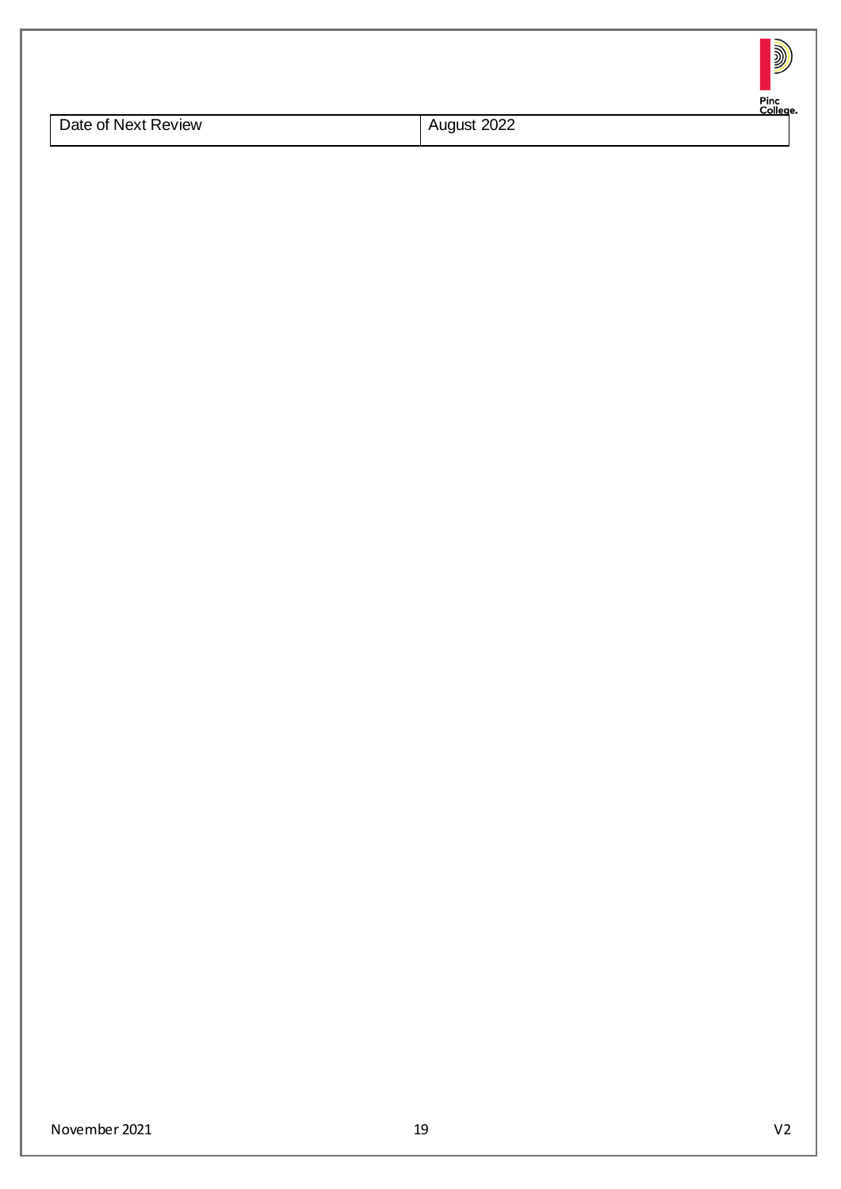| | |
|---|---|
| Date of Next Review | August 2022 |